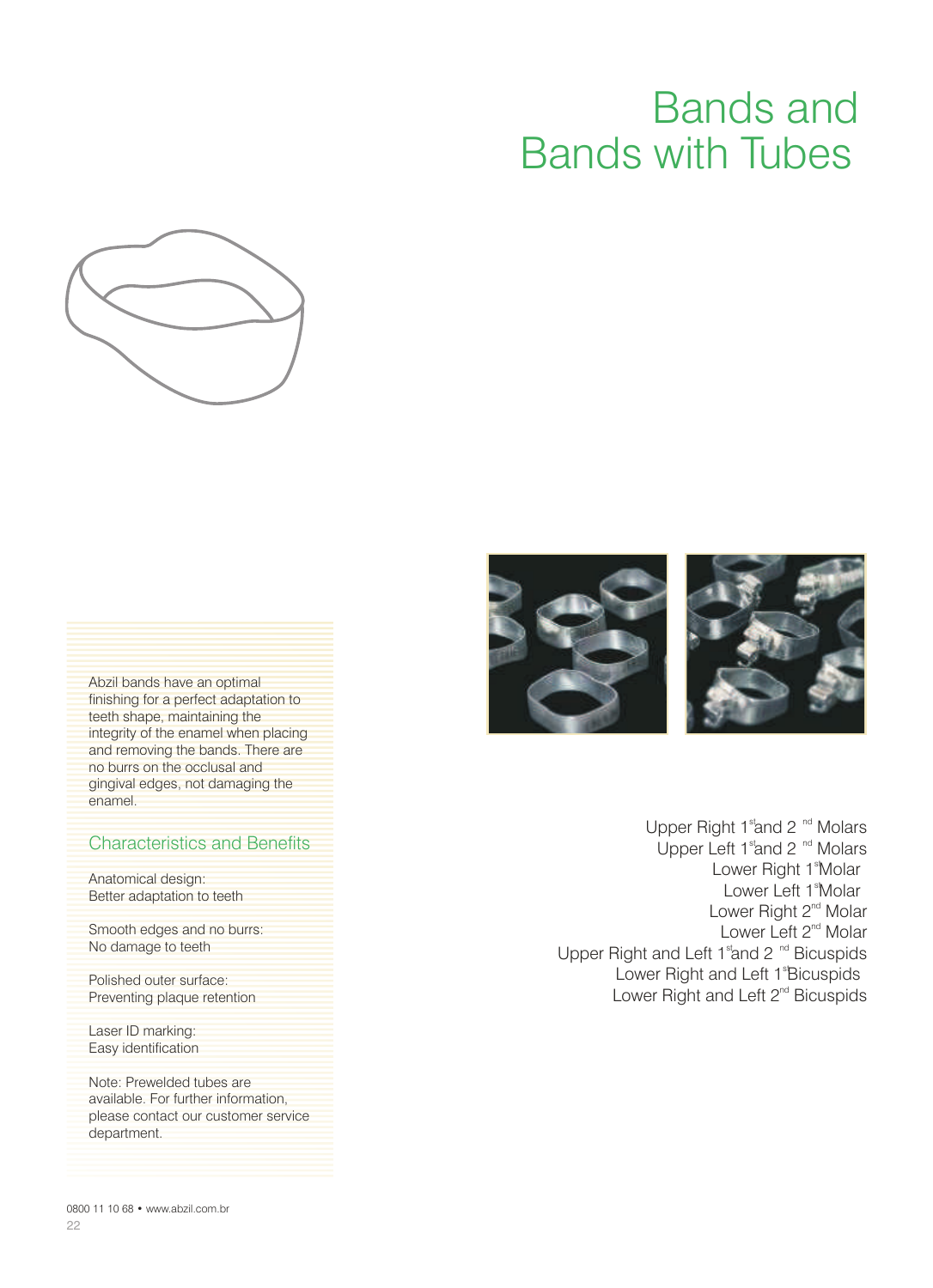# Bands and Bands with Tubes

Abzil bands have an optimal finishing for a perfect adaptation to teeth shape, maintaining the integrity of the enamel when placing and removing the bands. There are no burrs on the occlusal and gingival edges, not damaging the enamel.

## Characteristics and Benefits

Anatomical design:
Better adaptation to teeth

Smooth edges and no burrs:
No damage to teeth

Polished outer surface:
Preventing plaque retention

Laser ID marking:
Easy identification

Note: Prewelded tubes are available. For further information, please contact our customer service department.

Upper Right 1st and 2nd Molars
Upper Left 1st and 2nd Molars
Lower Right 1st Molar
Lower Left 1st Molar
Lower Right 2nd Molar
Lower Left 2nd Molar
Upper Right and Left 1st and 2nd Bicuspids
Lower Right and Left 1st Bicuspids
Lower Right and Left 2nd Bicuspids

0800 11 10 68 • www.abzil.com.br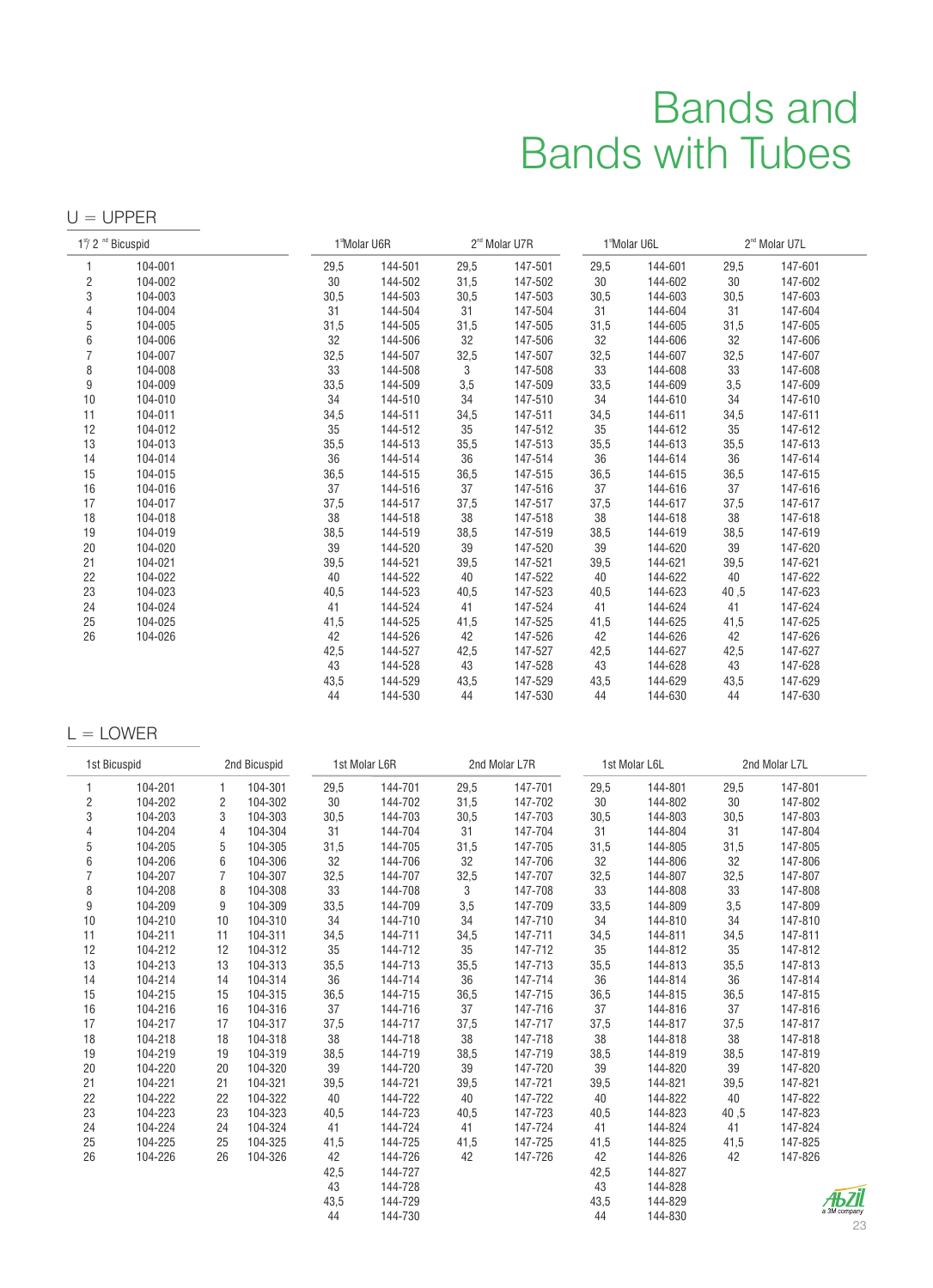# Bands and Bands with Tubes

## U = UPPER

| 1st/2nd Bicuspid | | 1st Molar U6R | | 2nd Molar U7R | | 1st Molar U6L | | 2nd Molar U7L | |
|---|---|---|---|---|---|---|---|---|---|
| 1 | 104-001 | 29,5 | 144-501 | 29,5 | 147-501 | 29,5 | 144-601 | 29,5 | 147-601 |
| 2 | 104-002 | 30 | 144-502 | 31,5 | 147-502 | 30 | 144-602 | 30 | 147-602 |
| 3 | 104-003 | 30,5 | 144-503 | 30,5 | 147-503 | 30,5 | 144-603 | 30,5 | 147-603 |
| 4 | 104-004 | 31 | 144-504 | 31 | 147-504 | 31 | 144-604 | 31 | 147-604 |
| 5 | 104-005 | 31,5 | 144-505 | 31,5 | 147-505 | 31,5 | 144-605 | 31,5 | 147-605 |
| 6 | 104-006 | 32 | 144-506 | 32 | 147-506 | 32 | 144-606 | 32 | 147-606 |
| 7 | 104-007 | 32,5 | 144-507 | 32,5 | 147-507 | 32,5 | 144-607 | 32,5 | 147-607 |
| 8 | 104-008 | 33 | 144-508 | 3 | 147-508 | 33 | 144-608 | 33 | 147-608 |
| 9 | 104-009 | 33,5 | 144-509 | 3,5 | 147-509 | 33,5 | 144-609 | 3,5 | 147-609 |
| 10 | 104-010 | 34 | 144-510 | 34 | 147-510 | 34 | 144-610 | 34 | 147-610 |
| 11 | 104-011 | 34,5 | 144-511 | 34,5 | 147-511 | 34,5 | 144-611 | 34,5 | 147-611 |
| 12 | 104-012 | 35 | 144-512 | 35 | 147-512 | 35 | 144-612 | 35 | 147-612 |
| 13 | 104-013 | 35,5 | 144-513 | 35,5 | 147-513 | 35,5 | 144-613 | 35,5 | 147-613 |
| 14 | 104-014 | 36 | 144-514 | 36 | 147-514 | 36 | 144-614 | 36 | 147-614 |
| 15 | 104-015 | 36,5 | 144-515 | 36,5 | 147-515 | 36,5 | 144-615 | 36,5 | 147-615 |
| 16 | 104-016 | 37 | 144-516 | 37 | 147-516 | 37 | 144-616 | 37 | 147-616 |
| 17 | 104-017 | 37,5 | 144-517 | 37,5 | 147-517 | 37,5 | 144-617 | 37,5 | 147-617 |
| 18 | 104-018 | 38 | 144-518 | 38 | 147-518 | 38 | 144-618 | 38 | 147-618 |
| 19 | 104-019 | 38,5 | 144-519 | 38,5 | 147-519 | 38,5 | 144-619 | 38,5 | 147-619 |
| 20 | 104-020 | 39 | 144-520 | 39 | 147-520 | 39 | 144-620 | 39 | 147-620 |
| 21 | 104-021 | 39,5 | 144-521 | 39,5 | 147-521 | 39,5 | 144-621 | 39,5 | 147-621 |
| 22 | 104-022 | 40 | 144-522 | 40 | 147-522 | 40 | 144-622 | 40 | 147-622 |
| 23 | 104-023 | 40,5 | 144-523 | 40,5 | 147-523 | 40,5 | 144-623 | 40 ,5 | 147-623 |
| 24 | 104-024 | 41 | 144-524 | 41 | 147-524 | 41 | 144-624 | 41 | 147-624 |
| 25 | 104-025 | 41,5 | 144-525 | 41,5 | 147-525 | 41,5 | 144-625 | 41,5 | 147-625 |
| 26 | 104-026 | 42 | 144-526 | 42 | 147-526 | 42 | 144-626 | 42 | 147-626 |
| | | 42,5 | 144-527 | 42,5 | 147-527 | 42,5 | 144-627 | 42,5 | 147-627 |
| | | 43 | 144-528 | 43 | 147-528 | 43 | 144-628 | 43 | 147-628 |
| | | 43,5 | 144-529 | 43,5 | 147-529 | 43,5 | 144-629 | 43,5 | 147-629 |
| | | 44 | 144-530 | 44 | 147-530 | 44 | 144-630 | 44 | 147-630 |

## L = LOWER

| 1st Bicuspid | | 2nd Bicuspid | | 1st Molar L6R | | 2nd Molar L7R | | 1st Molar L6L | | 2nd Molar L7L | |
|---|---|---|---|---|---|---|---|---|---|---|---|
| 1 | 104-201 | 1 | 104-301 | 29,5 | 144-701 | 29,5 | 147-701 | 29,5 | 144-801 | 29,5 | 147-801 |
| 2 | 104-202 | 2 | 104-302 | 30 | 144-702 | 31,5 | 147-702 | 30 | 144-802 | 30 | 147-802 |
| 3 | 104-203 | 3 | 104-303 | 30,5 | 144-703 | 30,5 | 147-703 | 30,5 | 144-803 | 30,5 | 147-803 |
| 4 | 104-204 | 4 | 104-304 | 31 | 144-704 | 31 | 147-704 | 31 | 144-804 | 31 | 147-804 |
| 5 | 104-205 | 5 | 104-305 | 31,5 | 144-705 | 31,5 | 147-705 | 31,5 | 144-805 | 31,5 | 147-805 |
| 6 | 104-206 | 6 | 104-306 | 32 | 144-706 | 32 | 147-706 | 32 | 144-806 | 32 | 147-806 |
| 7 | 104-207 | 7 | 104-307 | 32,5 | 144-707 | 32,5 | 147-707 | 32,5 | 144-807 | 32,5 | 147-807 |
| 8 | 104-208 | 8 | 104-308 | 33 | 144-708 | 3 | 147-708 | 33 | 144-808 | 33 | 147-808 |
| 9 | 104-209 | 9 | 104-309 | 33,5 | 144-709 | 3,5 | 147-709 | 33,5 | 144-809 | 3,5 | 147-809 |
| 10 | 104-210 | 10 | 104-310 | 34 | 144-710 | 34 | 147-710 | 34 | 144-810 | 34 | 147-810 |
| 11 | 104-211 | 11 | 104-311 | 34,5 | 144-711 | 34,5 | 147-711 | 34,5 | 144-811 | 34,5 | 147-811 |
| 12 | 104-212 | 12 | 104-312 | 35 | 144-712 | 35 | 147-712 | 35 | 144-812 | 35 | 147-812 |
| 13 | 104-213 | 13 | 104-313 | 35,5 | 144-713 | 35,5 | 147-713 | 35,5 | 144-813 | 35,5 | 147-813 |
| 14 | 104-214 | 14 | 104-314 | 36 | 144-714 | 36 | 147-714 | 36 | 144-814 | 36 | 147-814 |
| 15 | 104-215 | 15 | 104-315 | 36,5 | 144-715 | 36,5 | 147-715 | 36,5 | 144-815 | 36,5 | 147-815 |
| 16 | 104-216 | 16 | 104-316 | 37 | 144-716 | 37 | 147-716 | 37 | 144-816 | 37 | 147-816 |
| 17 | 104-217 | 17 | 104-317 | 37,5 | 144-717 | 37,5 | 147-717 | 37,5 | 144-817 | 37,5 | 147-817 |
| 18 | 104-218 | 18 | 104-318 | 38 | 144-718 | 38 | 147-718 | 38 | 144-818 | 38 | 147-818 |
| 19 | 104-219 | 19 | 104-319 | 38,5 | 144-719 | 38,5 | 147-719 | 38,5 | 144-819 | 38,5 | 147-819 |
| 20 | 104-220 | 20 | 104-320 | 39 | 144-720 | 39 | 147-720 | 39 | 144-820 | 39 | 147-820 |
| 21 | 104-221 | 21 | 104-321 | 39,5 | 144-721 | 39,5 | 147-721 | 39,5 | 144-821 | 39,5 | 147-821 |
| 22 | 104-222 | 22 | 104-322 | 40 | 144-722 | 40 | 147-722 | 40 | 144-822 | 40 | 147-822 |
| 23 | 104-223 | 23 | 104-323 | 40,5 | 144-723 | 40,5 | 147-723 | 40,5 | 144-823 | 40 ,5 | 147-823 |
| 24 | 104-224 | 24 | 104-324 | 41 | 144-724 | 41 | 147-724 | 41 | 144-824 | 41 | 147-824 |
| 25 | 104-225 | 25 | 104-325 | 41,5 | 144-725 | 41,5 | 147-725 | 41,5 | 144-825 | 41,5 | 147-825 |
| 26 | 104-226 | 26 | 104-326 | 42 | 144-726 | 42 | 147-726 | 42 | 144-826 | 42 | 147-826 |
| | | | | 42,5 | 144-727 | | | 42,5 | 144-827 | | |
| | | | | 43 | 144-728 | | | 43 | 144-828 | | |
| | | | | 43,5 | 144-729 | | | 43,5 | 144-829 | | |
| | | | | 44 | 144-730 | | | 44 | 144-830 | | |

Abzil a 3M company